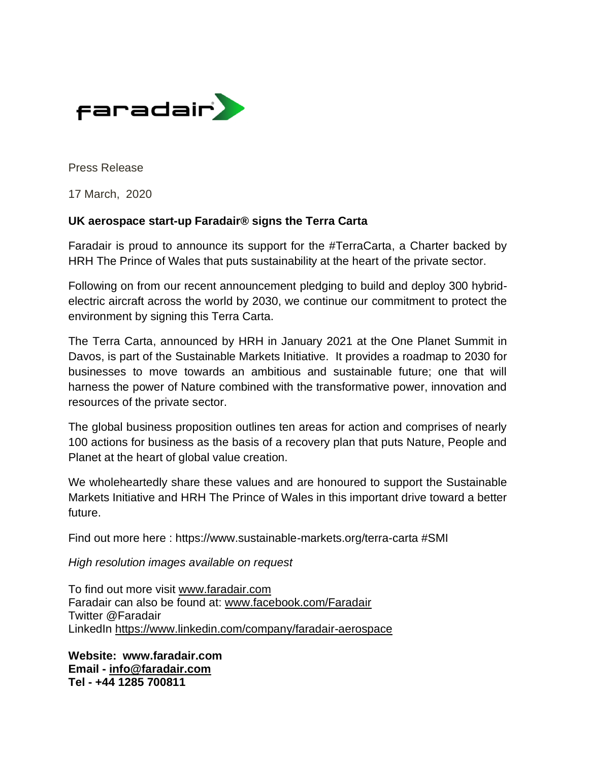faradair

Press Release

17 March, 2020

**UK aerospace start-up Faradair® signs the Terra Carta**

Faradair is proud to announce its support for the #TerraCarta, a Charter backed by HRH The Prince of Wales that puts sustainability at the heart of the private sector.

Following on from our recent announcement pledging to build and deploy 300 hybrid-electric aircraft across the world by 2030, we continue our commitment to protect the environment by signing this Terra Carta.

The Terra Carta, announced by HRH in January 2021 at the One Planet Summit in Davos, is part of the Sustainable Markets Initiative. It provides a roadmap to 2030 for businesses to move towards an ambitious and sustainable future; one that will harness the power of Nature combined with the transformative power, innovation and resources of the private sector.

The global business proposition outlines ten areas for action and comprises of nearly 100 actions for business as the basis of a recovery plan that puts Nature, People and Planet at the heart of global value creation.

We wholeheartedly share these values and are honoured to support the Sustainable Markets Initiative and HRH The Prince of Wales in this important drive toward a better future.

Find out more here : https://www.sustainable-markets.org/terra-carta #SMI

*High resolution images available on request*

To find out more visit www.faradair.com
Faradair can also be found at: www.facebook.com/Faradair
Twitter @Faradair
LinkedIn https://www.linkedin.com/company/faradair-aerospace

**Website: www.faradair.com**
**Email - info@faradair.com**
**Tel - +44 1285 700811**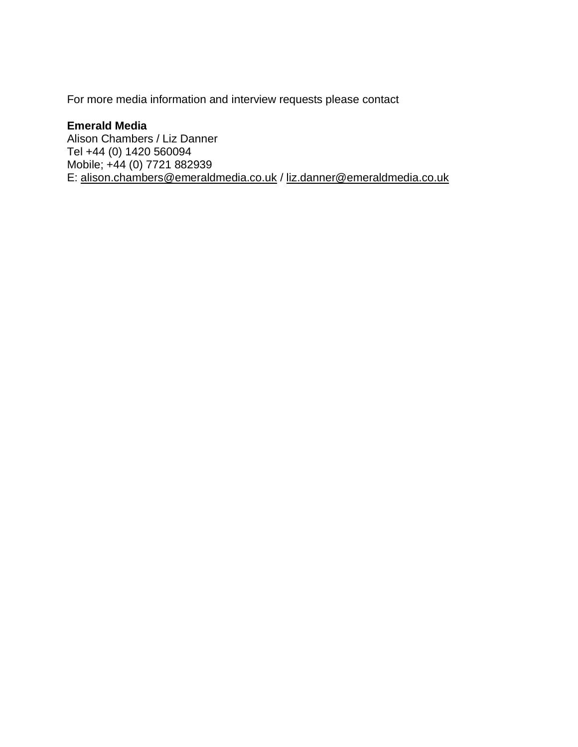For more media information and interview requests please contact

**Emerald Media**
Alison Chambers / Liz Danner
Tel +44 (0) 1420 560094
Mobile; +44 (0) 7721 882939
E: alison.chambers@emeraldmedia.co.uk / liz.danner@emeraldmedia.co.uk